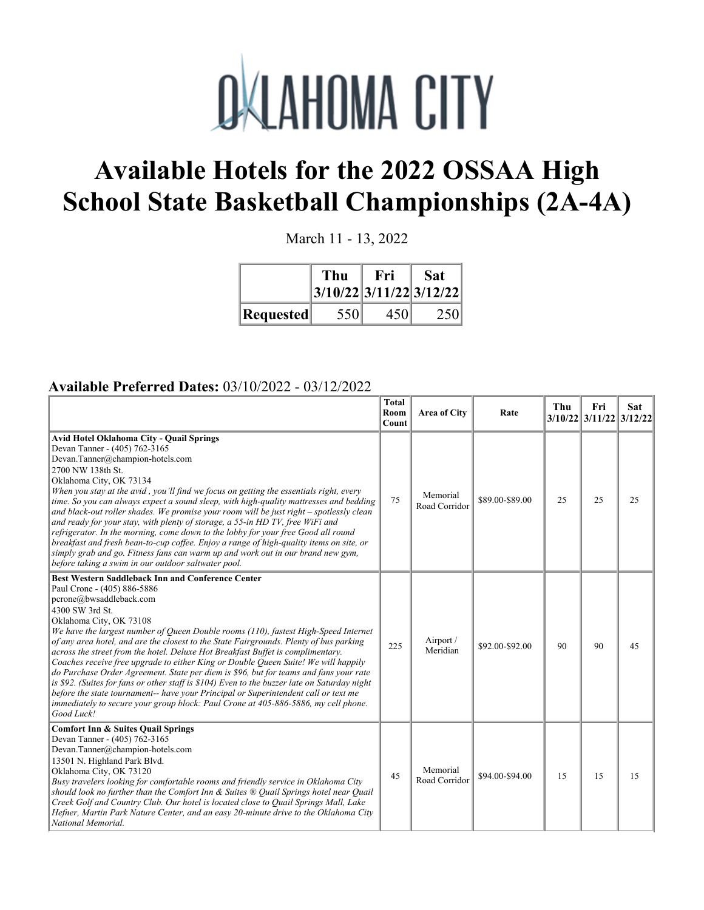# OKLAHOMA CITY

# Available Hotels for the 2022 OSSAA High School State Basketball Championships (2A-4A)

March 11 - 13, 2022

| | Thu 3/10/22 | Fri 3/11/22 | Sat 3/12/22 |
|---|---|---|---|
| **Requested** | 550 | 450 | 250 |

**Available Preferred Dates:** 03/10/2022 - 03/12/2022

| | Total Room Count | Area of City | Rate | Thu 3/10/22 | Fri 3/11/22 | Sat 3/12/22 |
|---|---|---|---|---|---|---|
| **Avid Hotel Oklahoma City - Quail Springs**<br>Devan Tanner - (405) 762-3165<br>Devan.Tanner@champion-hotels.com<br>2700 NW 138th St.<br>Oklahoma City, OK 73134<br>*When you stay at the avid , you'll find we focus on getting the essentials right, every time. So you can always expect a sound sleep, with high-quality mattresses and bedding and black-out roller shades. We promise your room will be just right – spotlessly clean and ready for your stay, with plenty of storage, a 55-in HD TV, free WiFi and refrigerator. In the morning, come down to the lobby for your free Good all round breakfast and fresh bean-to-cup coffee. Enjoy a range of high-quality items on site, or simply grab and go. Fitness fans can warm up and work out in our brand new gym, before taking a swim in our outdoor saltwater pool.* | 75 | Memorial Road Corridor | $89.00-$89.00 | 25 | 25 | 25 |
| **Best Western Saddleback Inn and Conference Center**<br>Paul Crone - (405) 886-5886<br>pcrone@bwsaddleback.com<br>4300 SW 3rd St.<br>Oklahoma City, OK 73108<br>*We have the largest number of Queen Double rooms (110), fastest High-Speed Internet of any area hotel, and are the closest to the State Fairgrounds. Plenty of bus parking across the street from the hotel. Deluxe Hot Breakfast Buffet is complimentary. Coaches receive free upgrade to either King or Double Queen Suite! We will happily do Purchase Order Agreement. State per diem is $96, but for teams and fans your rate is $92. (Suites for fans or other staff is $104) Even to the buzzer late on Saturday night before the state tournament-- have your Principal or Superintendent call or text me immediately to secure your group block: Paul Crone at 405-886-5886, my cell phone. Good Luck!* | 225 | Airport / Meridian | $92.00-$92.00 | 90 | 90 | 45 |
| **Comfort Inn & Suites Quail Springs**<br>Devan Tanner - (405) 762-3165<br>Devan.Tanner@champion-hotels.com<br>13501 N. Highland Park Blvd.<br>Oklahoma City, OK 73120<br>*Busy travelers looking for comfortable rooms and friendly service in Oklahoma City should look no further than the Comfort Inn & Suites ® Quail Springs hotel near Quail Creek Golf and Country Club. Our hotel is located close to Quail Springs Mall, Lake Hefner, Martin Park Nature Center, and an easy 20-minute drive to the Oklahoma City National Memorial.* | 45 | Memorial Road Corridor | $94.00-$94.00 | 15 | 15 | 15 |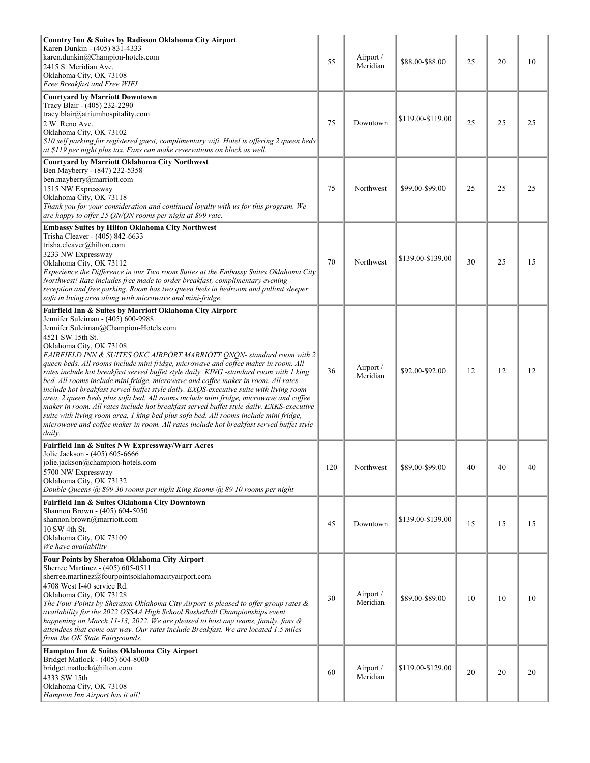| | | | | | | |
|---|---|---|---|---|---|---|
| **Country Inn & Suites by Radisson Oklahoma City Airport**<br>Karen Dunkin - (405) 831-4333<br>karen.dunkin@Champion-hotels.com<br>2415 S. Meridian Ave.<br>Oklahoma City, OK 73108<br>*Free Breakfast and Free WIFI* | 55 | Airport / Meridian | $88.00-$88.00 | 25 | 20 | 10 |
| **Courtyard by Marriott Downtown**<br>Tracy Blair - (405) 232-2290<br>tracy.blair@atriumhospitality.com<br>2 W. Reno Ave.<br>Oklahoma City, OK 73102<br>*$10 self parking for registered guest, complimentary wifi. Hotel is offering 2 queen beds at $119 per night plus tax. Fans can make reservations on block as well.* | 75 | Downtown | $119.00-$119.00 | 25 | 25 | 25 |
| **Courtyard by Marriott Oklahoma City Northwest**<br>Ben Mayberry - (847) 232-5358<br>ben.mayberry@marriott.com<br>1515 NW Expressway<br>Oklahoma City, OK 73118<br>*Thank you for your consideration and continued loyalty with us for this program. We are happy to offer 25 QN/QN rooms per night at $99 rate.* | 75 | Northwest | $99.00-$99.00 | 25 | 25 | 25 |
| **Embassy Suites by Hilton Oklahoma City Northwest**<br>Trisha Cleaver - (405) 842-6633<br>trisha.cleaver@hilton.com<br>3233 NW Expressway<br>Oklahoma City, OK 73112<br>*Experience the Difference in our Two room Suites at the Embassy Suites Oklahoma City Northwest! Rate includes free made to order breakfast, complimentary evening reception and free parking. Room has two queen beds in bedroom and pullout sleeper sofa in living area along with microwave and mini-fridge.* | 70 | Northwest | $139.00-$139.00 | 30 | 25 | 15 |
| **Fairfield Inn & Suites by Marriott Oklahoma City Airport**<br>Jennifer Suleiman - (405) 600-9988<br>Jennifer.Suleiman@Champion-Hotels.com<br>4521 SW 15th St.<br>Oklahoma City, OK 73108<br>*FAIRFIELD INN & SUITES OKC AIRPORT MARRIOTT QNQN- standard room with 2 queen beds. All rooms include mini fridge, microwave and coffee maker in room. All rates include hot breakfast served buffet style daily. KING -standard room with 1 king bed. All rooms include mini fridge, microwave and coffee maker in room. All rates include hot breakfast served buffet style daily. EXQS-executive suite with living room area, 2 queen beds plus sofa bed. All rooms include mini fridge, microwave and coffee maker in room. All rates include hot breakfast served buffet style daily. EXKS-executive suite with living room area, 1 king bed plus sofa bed. All rooms include mini fridge, microwave and coffee maker in room. All rates include hot breakfast served buffet style daily.* | 36 | Airport / Meridian | $92.00-$92.00 | 12 | 12 | 12 |
| **Fairfield Inn & Suites NW Expressway/Warr Acres**<br>Jolie Jackson - (405) 605-6666<br>jolie.jackson@champion-hotels.com<br>5700 NW Expressway<br>Oklahoma City, OK 73132<br>*Double Queens @ $99 30 rooms per night King Rooms @ 89 10 rooms per night* | 120 | Northwest | $89.00-$99.00 | 40 | 40 | 40 |
| **Fairfield Inn & Suites Oklahoma City Downtown**<br>Shannon Brown - (405) 604-5050<br>shannon.brown@marriott.com<br>10 SW 4th St.<br>Oklahoma City, OK 73109<br>*We have availability* | 45 | Downtown | $139.00-$139.00 | 15 | 15 | 15 |
| **Four Points by Sheraton Oklahoma City Airport**<br>Sherree Martinez - (405) 605-0511<br>sherree.martinez@fourpointsoklahomacityairport.com<br>4708 West I-40 service Rd.<br>Oklahoma City, OK 73128<br>*The Four Points by Sheraton Oklahoma City Airport is pleased to offer group rates & availability for the 2022 OSSAA High School Basketball Championships event happening on March 11-13, 2022. We are pleased to host any teams, family, fans & attendees that come our way. Our rates include Breakfast. We are located 1.5 miles from the OK State Fairgrounds.* | 30 | Airport / Meridian | $89.00-$89.00 | 10 | 10 | 10 |
| **Hampton Inn & Suites Oklahoma City Airport**<br>Bridget Matlock - (405) 604-8000<br>bridget.matlock@hilton.com<br>4333 SW 15th<br>Oklahoma City, OK 73108<br>*Hampton Inn Airport has it all!* | 60 | Airport / Meridian | $119.00-$129.00 | 20 | 20 | 20 |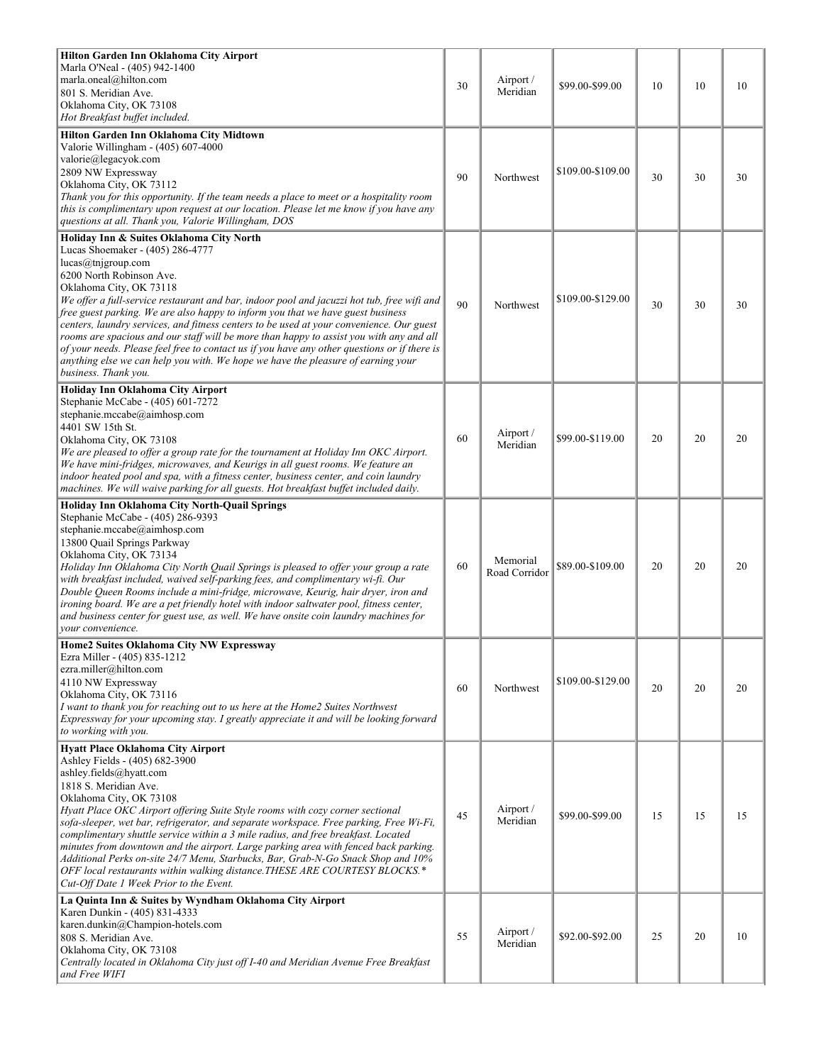| | | | | | | |
|---|---|---|---|---|---|---|
| **Hilton Garden Inn Oklahoma City Airport**<br>Marla O'Neal - (405) 942-1400<br>marla.oneal@hilton.com<br>801 S. Meridian Ave.<br>Oklahoma City, OK 73108<br>*Hot Breakfast buffet included.* | 30 | Airport / Meridian | $99.00-$99.00 | 10 | 10 | 10 |
| **Hilton Garden Inn Oklahoma City Midtown**<br>Valorie Willingham - (405) 607-4000<br>valorie@legacyok.com<br>2809 NW Expressway<br>Oklahoma City, OK 73112<br>*Thank you for this opportunity. If the team needs a place to meet or a hospitality room this is complimentary upon request at our location. Please let me know if you have any questions at all. Thank you, Valorie Willingham, DOS* | 90 | Northwest | $109.00-$109.00 | 30 | 30 | 30 |
| **Holiday Inn & Suites Oklahoma City North**<br>Lucas Shoemaker - (405) 286-4777<br>lucas@tnjgroup.com<br>6200 North Robinson Ave.<br>Oklahoma City, OK 73118<br>*We offer a full-service restaurant and bar, indoor pool and jacuzzi hot tub, free wifi and free guest parking. We are also happy to inform you that we have guest business centers, laundry services, and fitness centers to be used at your convenience. Our guest rooms are spacious and our staff will be more than happy to assist you with any and all of your needs. Please feel free to contact us if you have any other questions or if there is anything else we can help you with. We hope we have the pleasure of earning your business. Thank you.* | 90 | Northwest | $109.00-$129.00 | 30 | 30 | 30 |
| **Holiday Inn Oklahoma City Airport**<br>Stephanie McCabe - (405) 601-7272<br>stephanie.mccabe@aimhosp.com<br>4401 SW 15th St.<br>Oklahoma City, OK 73108<br>*We are pleased to offer a group rate for the tournament at Holiday Inn OKC Airport. We have mini-fridges, microwaves, and Keurigs in all guest rooms. We feature an indoor heated pool and spa, with a fitness center, business center, and coin laundry machines. We will waive parking for all guests. Hot breakfast buffet included daily.* | 60 | Airport / Meridian | $99.00-$119.00 | 20 | 20 | 20 |
| **Holiday Inn Oklahoma City North-Quail Springs**<br>Stephanie McCabe - (405) 286-9393<br>stephanie.mccabe@aimhosp.com<br>13800 Quail Springs Parkway<br>Oklahoma City, OK 73134<br>*Holiday Inn Oklahoma City North Quail Springs is pleased to offer your group a rate with breakfast included, waived self-parking fees, and complimentary wi-fi. Our Double Queen Rooms include a mini-fridge, microwave, Keurig, hair dryer, iron and ironing board. We are a pet friendly hotel with indoor saltwater pool, fitness center, and business center for guest use, as well. We have onsite coin laundry machines for your convenience.* | 60 | Memorial Road Corridor | $89.00-$109.00 | 20 | 20 | 20 |
| **Home2 Suites Oklahoma City NW Expressway**<br>Ezra Miller - (405) 835-1212<br>ezra.miller@hilton.com<br>4110 NW Expressway<br>Oklahoma City, OK 73116<br>*I want to thank you for reaching out to us here at the Home2 Suites Northwest Expressway for your upcoming stay. I greatly appreciate it and will be looking forward to working with you.* | 60 | Northwest | $109.00-$129.00 | 20 | 20 | 20 |
| **Hyatt Place Oklahoma City Airport**<br>Ashley Fields - (405) 682-3900<br>ashley.fields@hyatt.com<br>1818 S. Meridian Ave.<br>Oklahoma City, OK 73108<br>*Hyatt Place OKC Airport offering Suite Style rooms with cozy corner sectional sofa-sleeper, wet bar, refrigerator, and separate workspace. Free parking, Free Wi-Fi, complimentary shuttle service within a 3 mile radius, and free breakfast. Located minutes from downtown and the airport. Large parking area with fenced back parking. Additional Perks on-site 24/7 Menu, Starbucks, Bar, Grab-N-Go Snack Shop and 10% OFF local restaurants within walking distance.THESE ARE COURTESY BLOCKS.* Cut-Off Date 1 Week Prior to the Event.* | 45 | Airport / Meridian | $99.00-$99.00 | 15 | 15 | 15 |
| **La Quinta Inn & Suites by Wyndham Oklahoma City Airport**<br>Karen Dunkin - (405) 831-4333<br>karen.dunkin@Champion-hotels.com<br>808 S. Meridian Ave.<br>Oklahoma City, OK 73108<br>*Centrally located in Oklahoma City just off I-40 and Meridian Avenue Free Breakfast and Free WIFI* | 55 | Airport / Meridian | $92.00-$92.00 | 25 | 20 | 10 |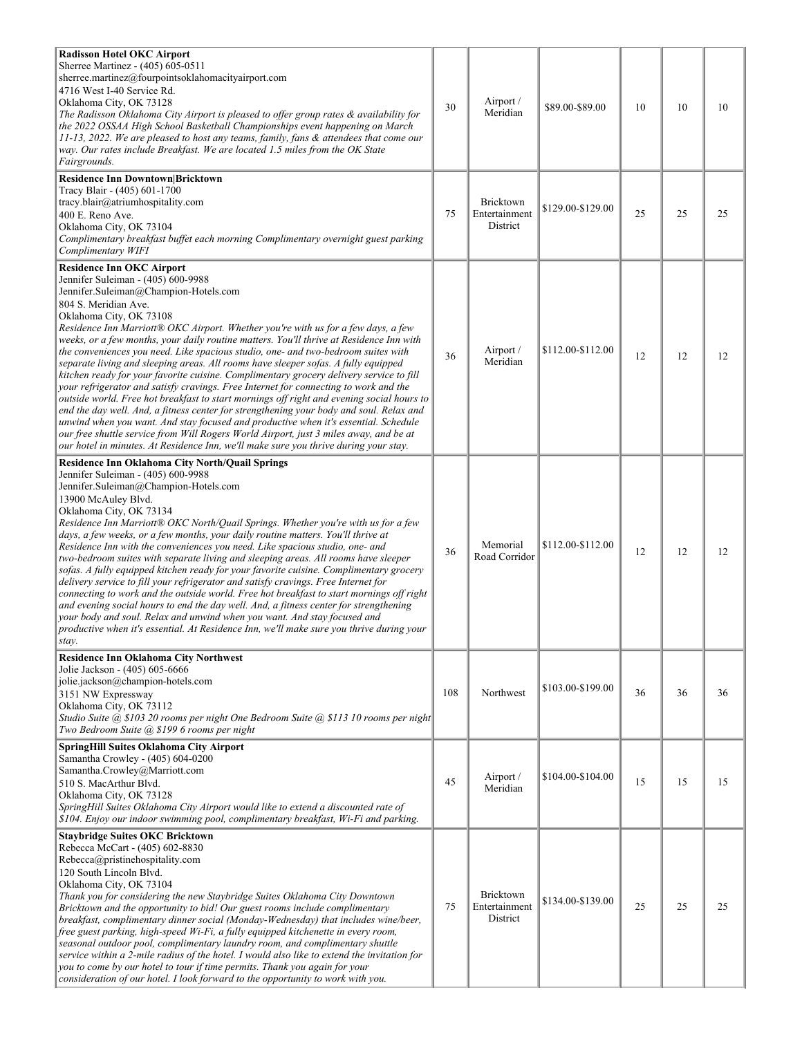| Hotel | Total | Area | Rate | | | |
|---|---|---|---|---|---|---|
| **Radisson Hotel OKC Airport**<br>Sherree Martinez - (405) 605-0511<br>sherree.martinez@fourpointsoklahomacityairport.com<br>4716 West I-40 Service Rd.<br>Oklahoma City, OK 73128<br>*The Radisson Oklahoma City Airport is pleased to offer group rates & availability for the 2022 OSSAA High School Basketball Championships event happening on March 11-13, 2022. We are pleased to host any teams, family, fans & attendees that come our way. Our rates include Breakfast. We are located 1.5 miles from the OK State Fairgrounds.* | 30 | Airport / Meridian | \$89.00-\$89.00 | 10 | 10 | 10 |
| **Residence Inn Downtown\|Bricktown**<br>Tracy Blair - (405) 601-1700<br>tracy.blair@atriumhospitality.com<br>400 E. Reno Ave.<br>Oklahoma City, OK 73104<br>*Complimentary breakfast buffet each morning Complimentary overnight guest parking Complimentary WIFI* | 75 | Bricktown Entertainment District | \$129.00-\$129.00 | 25 | 25 | 25 |
| **Residence Inn OKC Airport**<br>Jennifer Suleiman - (405) 600-9988<br>Jennifer.Suleiman@Champion-Hotels.com<br>804 S. Meridian Ave.<br>Oklahoma City, OK 73108<br>*Residence Inn Marriott® OKC Airport. Whether you're with us for a few days, a few weeks, or a few months, your daily routine matters. You'll thrive at Residence Inn with the conveniences you need. Like spacious studio, one- and two-bedroom suites with separate living and sleeping areas. All rooms have sleeper sofas. A fully equipped kitchen ready for your favorite cuisine. Complimentary grocery delivery service to fill your refrigerator and satisfy cravings. Free Internet for connecting to work and the outside world. Free hot breakfast to start mornings off right and evening social hours to end the day well. And, a fitness center for strengthening your body and soul. Relax and unwind when you want. And stay focused and productive when it's essential. Schedule our free shuttle service from Will Rogers World Airport, just 3 miles away, and be at our hotel in minutes. At Residence Inn, we'll make sure you thrive during your stay.* | 36 | Airport / Meridian | \$112.00-\$112.00 | 12 | 12 | 12 |
| **Residence Inn Oklahoma City North/Quail Springs**<br>Jennifer Suleiman - (405) 600-9988<br>Jennifer.Suleiman@Champion-Hotels.com<br>13900 McAuley Blvd.<br>Oklahoma City, OK 73134<br>*Residence Inn Marriott® OKC North/Quail Springs. Whether you're with us for a few days, a few weeks, or a few months, your daily routine matters. You'll thrive at Residence Inn with the conveniences you need. Like spacious studio, one- and two-bedroom suites with separate living and sleeping areas. All rooms have sleeper sofas. A fully equipped kitchen ready for your favorite cuisine. Complimentary grocery delivery service to fill your refrigerator and satisfy cravings. Free Internet for connecting to work and the outside world. Free hot breakfast to start mornings off right and evening social hours to end the day well. And, a fitness center for strengthening your body and soul. Relax and unwind when you want. And stay focused and productive when it's essential. At Residence Inn, we'll make sure you thrive during your stay.* | 36 | Memorial Road Corridor | \$112.00-\$112.00 | 12 | 12 | 12 |
| **Residence Inn Oklahoma City Northwest**<br>Jolie Jackson - (405) 605-6666<br>jolie.jackson@champion-hotels.com<br>3151 NW Expressway<br>Oklahoma City, OK 73112<br>*Studio Suite @ \$103 20 rooms per night One Bedroom Suite @ \$113 10 rooms per night Two Bedroom Suite @ \$199 6 rooms per night* | 108 | Northwest | \$103.00-\$199.00 | 36 | 36 | 36 |
| **SpringHill Suites Oklahoma City Airport**<br>Samantha Crowley - (405) 604-0200<br>Samantha.Crowley@Marriott.com<br>510 S. MacArthur Blvd.<br>Oklahoma City, OK 73128<br>*SpringHill Suites Oklahoma City Airport would like to extend a discounted rate of \$104. Enjoy our indoor swimming pool, complimentary breakfast, Wi-Fi and parking.* | 45 | Airport / Meridian | \$104.00-\$104.00 | 15 | 15 | 15 |
| **Staybridge Suites OKC Bricktown**<br>Rebecca McCart - (405) 602-8830<br>Rebecca@pristinehospitality.com<br>120 South Lincoln Blvd.<br>Oklahoma City, OK 73104<br>*Thank you for considering the new Staybridge Suites Oklahoma City Downtown Bricktown and the opportunity to bid! Our guest rooms include complimentary breakfast, complimentary dinner social (Monday-Wednesday) that includes wine/beer, free guest parking, high-speed Wi-Fi, a fully equipped kitchenette in every room, seasonal outdoor pool, complimentary laundry room, and complimentary shuttle service within a 2-mile radius of the hotel. I would also like to extend the invitation for you to come by our hotel to tour if time permits. Thank you again for your consideration of our hotel. I look forward to the opportunity to work with you.* | 75 | Bricktown Entertainment District | \$134.00-\$139.00 | 25 | 25 | 25 |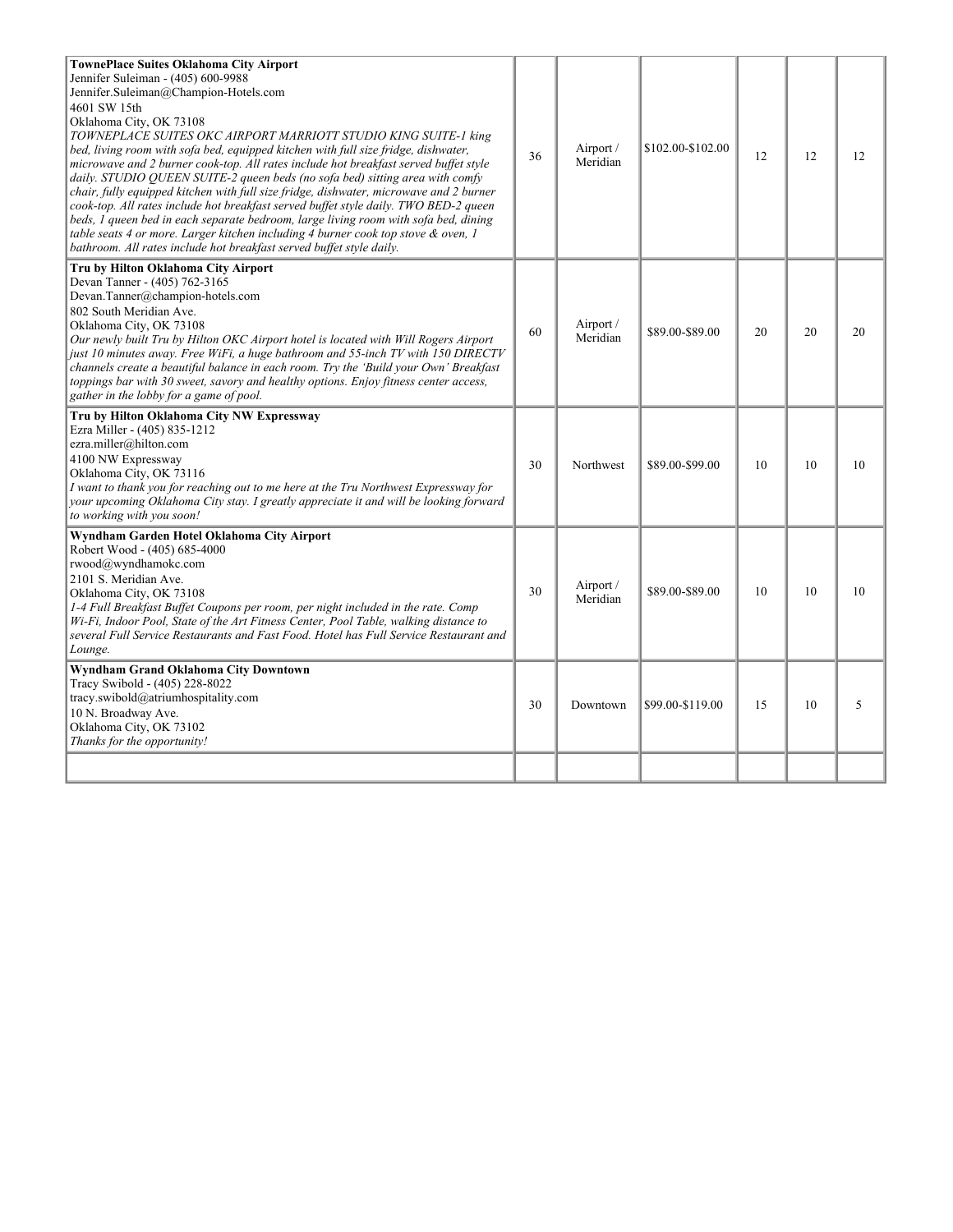| | | | | | | |
|---|---|---|---|---|---|---|
| **TownePlace Suites Oklahoma City Airport**<br>Jennifer Suleiman - (405) 600-9988<br>Jennifer.Suleiman@Champion-Hotels.com<br>4601 SW 15th<br>Oklahoma City, OK 73108<br>*TOWNEPLACE SUITES OKC AIRPORT MARRIOTT STUDIO KING SUITE-1 king bed, living room with sofa bed, equipped kitchen with full size fridge, dishwater, microwave and 2 burner cook-top. All rates include hot breakfast served buffet style daily. STUDIO QUEEN SUITE-2 queen beds (no sofa bed) sitting area with comfy chair, fully equipped kitchen with full size fridge, dishwater, microwave and 2 burner cook-top. All rates include hot breakfast served buffet style daily. TWO BED-2 queen beds, 1 queen bed in each separate bedroom, large living room with sofa bed, dining table seats 4 or more. Larger kitchen including 4 burner cook top stove & oven, 1 bathroom. All rates include hot breakfast served buffet style daily.* | 36 | Airport / Meridian | $102.00-$102.00 | 12 | 12 | 12 |
| **Tru by Hilton Oklahoma City Airport**<br>Devan Tanner - (405) 762-3165<br>Devan.Tanner@champion-hotels.com<br>802 South Meridian Ave.<br>Oklahoma City, OK 73108<br>*Our newly built Tru by Hilton OKC Airport hotel is located with Will Rogers Airport just 10 minutes away. Free WiFi, a huge bathroom and 55-inch TV with 150 DIRECTV channels create a beautiful balance in each room. Try the 'Build your Own' Breakfast toppings bar with 30 sweet, savory and healthy options. Enjoy fitness center access, gather in the lobby for a game of pool.* | 60 | Airport / Meridian | $89.00-$89.00 | 20 | 20 | 20 |
| **Tru by Hilton Oklahoma City NW Expressway**<br>Ezra Miller - (405) 835-1212<br>ezra.miller@hilton.com<br>4100 NW Expressway<br>Oklahoma City, OK 73116<br>*I want to thank you for reaching out to me here at the Tru Northwest Expressway for your upcoming Oklahoma City stay. I greatly appreciate it and will be looking forward to working with you soon!* | 30 | Northwest | $89.00-$99.00 | 10 | 10 | 10 |
| **Wyndham Garden Hotel Oklahoma City Airport**<br>Robert Wood - (405) 685-4000<br>rwood@wyndhamokc.com<br>2101 S. Meridian Ave.<br>Oklahoma City, OK 73108<br>*1-4 Full Breakfast Buffet Coupons per room, per night included in the rate. Comp Wi-Fi, Indoor Pool, State of the Art Fitness Center, Pool Table, walking distance to several Full Service Restaurants and Fast Food. Hotel has Full Service Restaurant and Lounge.* | 30 | Airport / Meridian | $89.00-$89.00 | 10 | 10 | 10 |
| **Wyndham Grand Oklahoma City Downtown**<br>Tracy Swibold - (405) 228-8022<br>tracy.swibold@atriumhospitality.com<br>10 N. Broadway Ave.<br>Oklahoma City, OK 73102<br>*Thanks for the opportunity!* | 30 | Downtown | $99.00-$119.00 | 15 | 10 | 5 |
| | | | | | | |